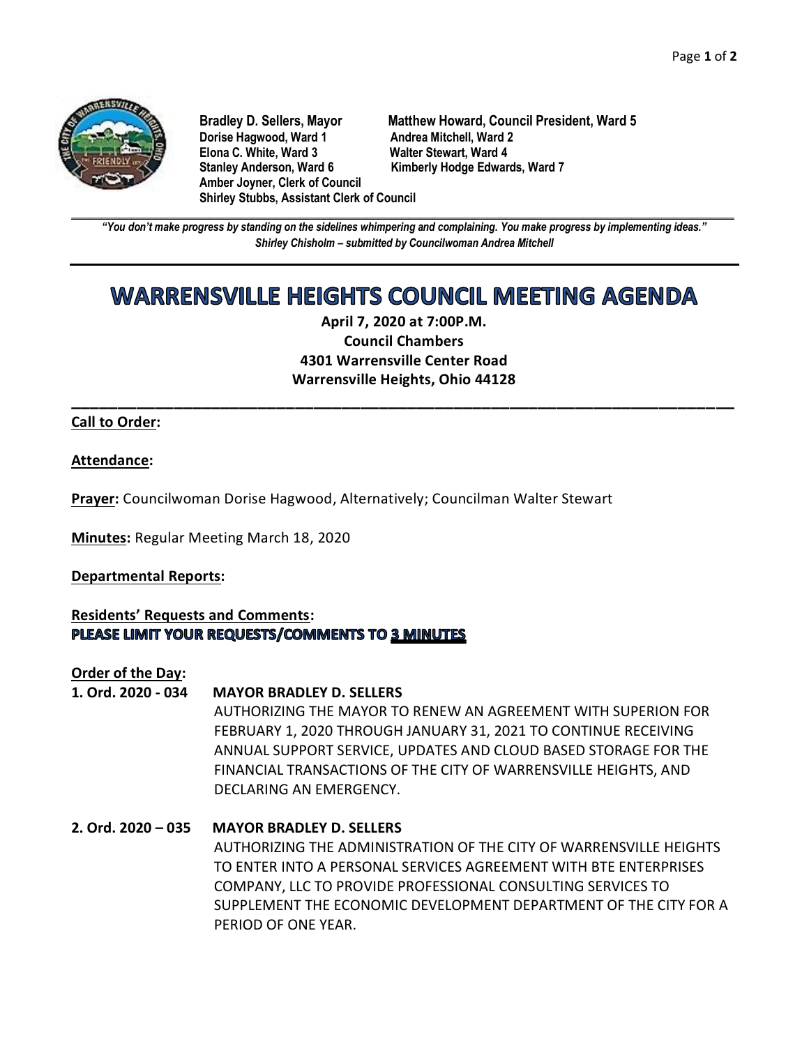**Bradley D. Sellers, Mayor** **Matthew Howard, Council President, Ward 5**
**Dorise Hagwood, Ward 1** **Andrea Mitchell, Ward 2**
**Elona C. White, Ward 3** **Walter Stewart, Ward 4**
**Stanley Anderson, Ward 6** **Kimberly Hodge Edwards, Ward 7**
**Amber Joyner, Clerk of Council**
**Shirley Stubbs, Assistant Clerk of Council**

---

***"You don't make progress by standing on the sidelines whimpering and complaining. You make progress by implementing ideas."***
***Shirley Chisholm – submitted by Councilwoman Andrea Mitchell***

---

# WARRENSVILLE HEIGHTS COUNCIL MEETING AGENDA

**April 7, 2020 at 7:00P.M.**
**Council Chambers**
**4301 Warrensville Center Road**
**Warrensville Heights, Ohio 44128**

---

**Call to Order:**

**Attendance:**

**Prayer:** Councilwoman Dorise Hagwood, Alternatively; Councilman Walter Stewart

**Minutes:** Regular Meeting March 18, 2020

**Departmental Reports:**

**Residents' Requests and Comments:**
**PLEASE LIMIT YOUR REQUESTS/COMMENTS TO 3 MINUTES**

**Order of the Day:**

**1. Ord. 2020 - 034** **MAYOR BRADLEY D. SELLERS**
AUTHORIZING THE MAYOR TO RENEW AN AGREEMENT WITH SUPERION FOR FEBRUARY 1, 2020 THROUGH JANUARY 31, 2021 TO CONTINUE RECEIVING ANNUAL SUPPORT SERVICE, UPDATES AND CLOUD BASED STORAGE FOR THE FINANCIAL TRANSACTIONS OF THE CITY OF WARRENSVILLE HEIGHTS, AND DECLARING AN EMERGENCY.

**2. Ord. 2020 – 035** **MAYOR BRADLEY D. SELLERS**
AUTHORIZING THE ADMINISTRATION OF THE CITY OF WARRENSVILLE HEIGHTS TO ENTER INTO A PERSONAL SERVICES AGREEMENT WITH BTE ENTERPRISES COMPANY, LLC TO PROVIDE PROFESSIONAL CONSULTING SERVICES TO SUPPLEMENT THE ECONOMIC DEVELOPMENT DEPARTMENT OF THE CITY FOR A PERIOD OF ONE YEAR.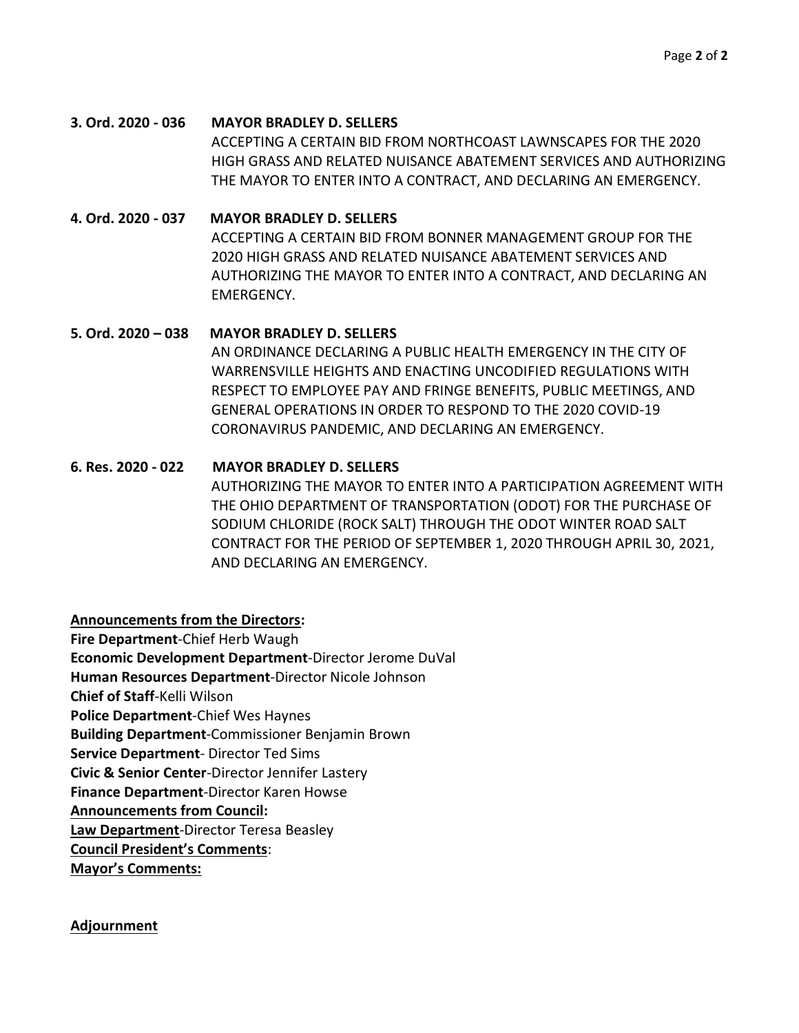**3. Ord. 2020 - 036 MAYOR BRADLEY D. SELLERS**

ACCEPTING A CERTAIN BID FROM NORTHCOAST LAWNSCAPES FOR THE 2020 HIGH GRASS AND RELATED NUISANCE ABATEMENT SERVICES AND AUTHORIZING THE MAYOR TO ENTER INTO A CONTRACT, AND DECLARING AN EMERGENCY.

**4. Ord. 2020 - 037 MAYOR BRADLEY D. SELLERS**

ACCEPTING A CERTAIN BID FROM BONNER MANAGEMENT GROUP FOR THE 2020 HIGH GRASS AND RELATED NUISANCE ABATEMENT SERVICES AND AUTHORIZING THE MAYOR TO ENTER INTO A CONTRACT, AND DECLARING AN EMERGENCY.

**5. Ord. 2020 – 038 MAYOR BRADLEY D. SELLERS**

AN ORDINANCE DECLARING A PUBLIC HEALTH EMERGENCY IN THE CITY OF WARRENSVILLE HEIGHTS AND ENACTING UNCODIFIED REGULATIONS WITH RESPECT TO EMPLOYEE PAY AND FRINGE BENEFITS, PUBLIC MEETINGS, AND GENERAL OPERATIONS IN ORDER TO RESPOND TO THE 2020 COVID-19 CORONAVIRUS PANDEMIC, AND DECLARING AN EMERGENCY.

**6. Res. 2020 - 022 MAYOR BRADLEY D. SELLERS**

AUTHORIZING THE MAYOR TO ENTER INTO A PARTICIPATION AGREEMENT WITH THE OHIO DEPARTMENT OF TRANSPORTATION (ODOT) FOR THE PURCHASE OF SODIUM CHLORIDE (ROCK SALT) THROUGH THE ODOT WINTER ROAD SALT CONTRACT FOR THE PERIOD OF SEPTEMBER 1, 2020 THROUGH APRIL 30, 2021, AND DECLARING AN EMERGENCY.

**Announcements from the Directors:**

**Fire Department**-Chief Herb Waugh
**Economic Development Department**-Director Jerome DuVal
**Human Resources Department**-Director Nicole Johnson
**Chief of Staff**-Kelli Wilson
**Police Department**-Chief Wes Haynes
**Building Department**-Commissioner Benjamin Brown
**Service Department**- Director Ted Sims
**Civic & Senior Center**-Director Jennifer Lastery
**Finance Department**-Director Karen Howse

**Announcements from Council:**

**Law Department**-Director Teresa Beasley

**Council President's Comments**:

**Mayor's Comments:**

**Adjournment**